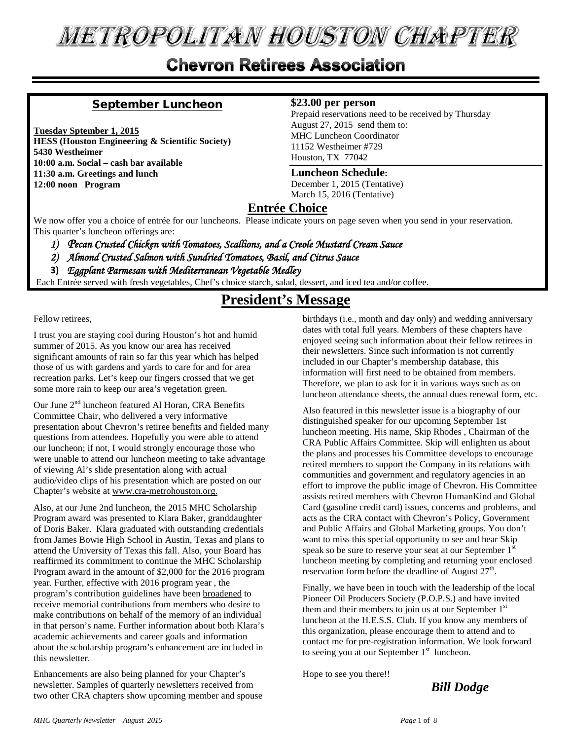# METROPOLITAN HOUSTON CHAPTER

## Chevron Retirees Association

### September Luncheon

**Tuesday Sptember 1, 2015**
**HESS (Houston Engineering & Scientific Society)**
**5430 Westheimer**
**10:00 a.m. Social – cash bar available**
**11:30 a.m. Greetings and lunch**
**12:00 noon Program**

**$23.00 per person**
Prepaid reservations need to be received by Thursday August 27, 2015 send them to:
MHC Luncheon Coordinator
11152 Westheimer #729
Houston, TX 77042

**Luncheon Schedule:**
December 1, 2015 (Tentative)
March 15, 2016 (Tentative)

### Entrée Choice

We now offer you a choice of entrée for our luncheons. Please indicate yours on page seven when you send in your reservation. This quarter's luncheon offerings are:

1) *Pecan Crusted Chicken with Tomatoes, Scallions, and a Creole Mustard Cream Sauce*
2) *Almond Crusted Salmon with Sundried Tomatoes, Basil, and Citrus Sauce*
3) *Eggplant Parmesan with Mediterranean Vegetable Medley*

Each Entrée served with fresh vegetables, Chef's choice starch, salad, dessert, and iced tea and/or coffee.

## President's Message

Fellow retirees,

I trust you are staying cool during Houston's hot and humid summer of 2015. As you know our area has received significant amounts of rain so far this year which has helped those of us with gardens and yards to care for and for area recreation parks. Let's keep our fingers crossed that we get some more rain to keep our area's vegetation green.

Our June 2nd luncheon featured Al Horan, CRA Benefits Committee Chair, who delivered a very informative presentation about Chevron's retiree benefits and fielded many questions from attendees. Hopefully you were able to attend our luncheon; if not, I would strongly encourage those who were unable to attend our luncheon meeting to take advantage of viewing Al's slide presentation along with actual audio/video clips of his presentation which are posted on our Chapter's website at www.cra-metrohouston.org.

Also, at our June 2nd luncheon, the 2015 MHC Scholarship Program award was presented to Klara Baker, granddaughter of Doris Baker. Klara graduated with outstanding credentials from James Bowie High School in Austin, Texas and plans to attend the University of Texas this fall. Also, your Board has reaffirmed its commitment to continue the MHC Scholarship Program award in the amount of $2,000 for the 2016 program year. Further, effective with 2016 program year , the program's contribution guidelines have been broadened to receive memorial contributions from members who desire to make contributions on behalf of the memory of an individual in that person's name. Further information about both Klara's academic achievements and career goals and information about the scholarship program's enhancement are included in this newsletter.

Enhancements are also being planned for your Chapter's newsletter. Samples of quarterly newsletters received from two other CRA chapters show upcoming member and spouse birthdays (i.e., month and day only) and wedding anniversary dates with total full years. Members of these chapters have enjoyed seeing such information about their fellow retirees in their newsletters. Since such information is not currently included in our Chapter's membership database, this information will first need to be obtained from members. Therefore, we plan to ask for it in various ways such as on luncheon attendance sheets, the annual dues renewal form, etc.

Also featured in this newsletter issue is a biography of our distinguished speaker for our upcoming September 1st luncheon meeting. His name, Skip Rhodes , Chairman of the CRA Public Affairs Committee. Skip will enlighten us about the plans and processes his Committee develops to encourage retired members to support the Company in its relations with communities and government and regulatory agencies in an effort to improve the public image of Chevron. His Committee assists retired members with Chevron HumanKind and Global Card (gasoline credit card) issues, concerns and problems, and acts as the CRA contact with Chevron's Policy, Government and Public Affairs and Global Marketing groups. You don't want to miss this special opportunity to see and hear Skip speak so be sure to reserve your seat at our September 1st luncheon meeting by completing and returning your enclosed reservation form before the deadline of August 27th.

Finally, we have been in touch with the leadership of the local Pioneer Oil Producers Society (P.O.P.S.) and have invited them and their members to join us at our September 1st luncheon at the H.E.S.S. Club. If you know any members of this organization, please encourage them to attend and to contact me for pre-registration information. We look forward to seeing you at our September 1st luncheon.

Hope to see you there!!

***Bill Dodge***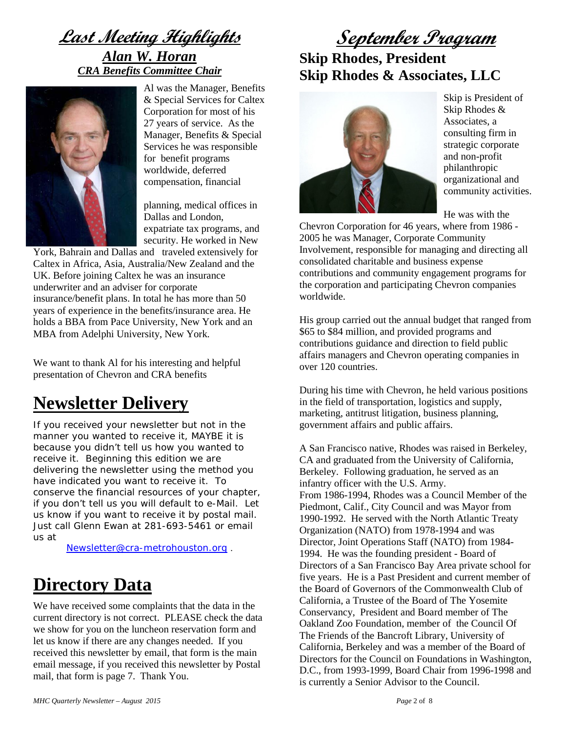# Last Meeting Highlights

## *Alan W. Horan*

### *CRA Benefits Committee Chair*

Al was the Manager, Benefits & Special Services for Caltex Corporation for most of his 27 years of service. As the Manager, Benefits & Special Services he was responsible for benefit programs worldwide, deferred compensation, financial planning, medical offices in Dallas and London, expatriate tax programs, and security. He worked in New York, Bahrain and Dallas and traveled extensively for Caltex in Africa, Asia, Australia/New Zealand and the UK. Before joining Caltex he was an insurance underwriter and an adviser for corporate insurance/benefit plans. In total he has more than 50 years of experience in the benefits/insurance area. He holds a BBA from Pace University, New York and an MBA from Adelphi University, New York.

We want to thank Al for his interesting and helpful presentation of Chevron and CRA benefits

# Newsletter Delivery

If you received your newsletter but not in the manner you wanted to receive it, MAYBE it is because you didn't tell us how you wanted to receive it. Beginning this edition we are delivering the newsletter using the method you have indicated you want to receive it. To conserve the financial resources of your chapter, if you don't tell us you will default to e-Mail. Let us know if you want to receive it by postal mail. Just call Glenn Ewan at 281-693-5461 or email us at

Newsletter@cra-metrohouston.org .

# Directory Data

We have received some complaints that the data in the current directory is not correct. PLEASE check the data we show for you on the luncheon reservation form and let us know if there are any changes needed. If you received this newsletter by email, that form is the main email message, if you received this newsletter by Postal mail, that form is page 7. Thank You.

# September Program

## Skip Rhodes, President
## Skip Rhodes & Associates, LLC

Skip is President of Skip Rhodes & Associates, a consulting firm in strategic corporate and non-profit philanthropic organizational and community activities.

He was with the Chevron Corporation for 46 years, where from 1986 - 2005 he was Manager, Corporate Community Involvement, responsible for managing and directing all consolidated charitable and business expense contributions and community engagement programs for the corporation and participating Chevron companies worldwide.

His group carried out the annual budget that ranged from $65 to $84 million, and provided programs and contributions guidance and direction to field public affairs managers and Chevron operating companies in over 120 countries.

During his time with Chevron, he held various positions in the field of transportation, logistics and supply, marketing, antitrust litigation, business planning, government affairs and public affairs.

A San Francisco native, Rhodes was raised in Berkeley, CA and graduated from the University of California, Berkeley. Following graduation, he served as an infantry officer with the U.S. Army.
From 1986-1994, Rhodes was a Council Member of the Piedmont, Calif., City Council and was Mayor from 1990-1992. He served with the North Atlantic Treaty Organization (NATO) from 1978-1994 and was Director, Joint Operations Staff (NATO) from 1984-1994. He was the founding president - Board of Directors of a San Francisco Bay Area private school for five years. He is a Past President and current member of the Board of Governors of the Commonwealth Club of California, a Trustee of the Board of The Yosemite Conservancy, President and Board member of The Oakland Zoo Foundation, member of the Council Of The Friends of the Bancroft Library, University of California, Berkeley and was a member of the Board of Directors for the Council on Foundations in Washington, D.C., from 1993-1999, Board Chair from 1996-1998 and is currently a Senior Advisor to the Council.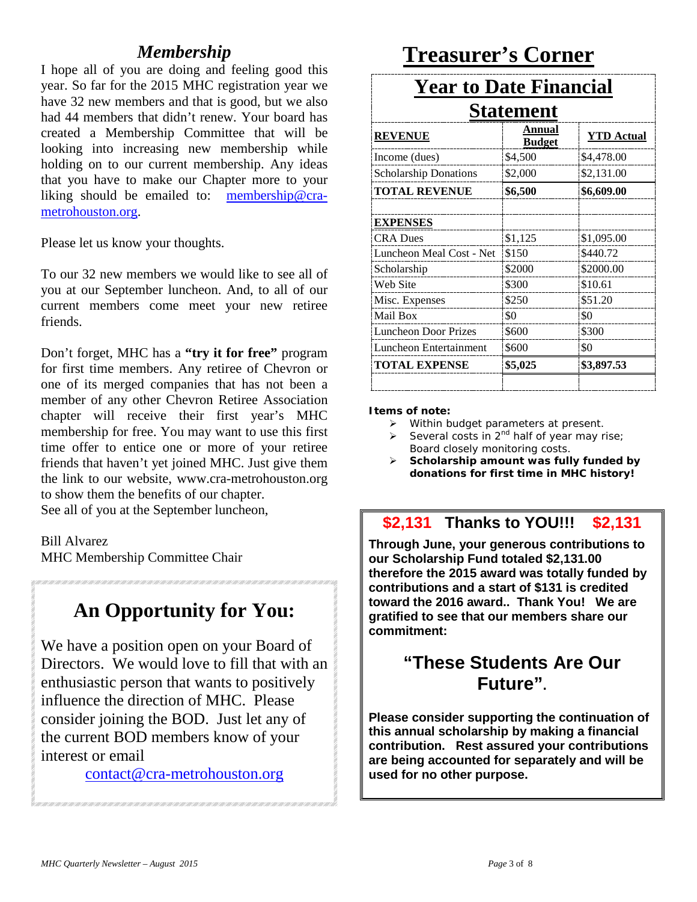## *Membership*

I hope all of you are doing and feeling good this year. So far for the 2015 MHC registration year we have 32 new members and that is good, but we also had 44 members that didn't renew. Your board has created a Membership Committee that will be looking into increasing new membership while holding on to our current membership. Any ideas that you have to make our Chapter more to your liking should be emailed to: membership@cra-metrohouston.org.

Please let us know your thoughts.

To our 32 new members we would like to see all of you at our September luncheon. And, to all of our current members come meet your new retiree friends.

Don't forget, MHC has a **"try it for free"** program for first time members. Any retiree of Chevron or one of its merged companies that has not been a member of any other Chevron Retiree Association chapter will receive their first year's MHC membership for free. You may want to use this first time offer to entice one or more of your retiree friends that haven't yet joined MHC. Just give them the link to our website, www.cra-metrohouston.org to show them the benefits of our chapter.
See all of you at the September luncheon,

Bill Alvarez
MHC Membership Committee Chair

## An Opportunity for You:

We have a position open on your Board of Directors. We would love to fill that with an enthusiastic person that wants to positively influence the direction of MHC. Please consider joining the BOD. Just let any of the current BOD members know of your interest or email

contact@cra-metrohouston.org

# Treasurer's Corner

## Year to Date Financial Statement

| **REVENUE** | **Annual Budget** | **YTD Actual** |
|---|---|---|
| Income (dues) | $4,500 | $4,478.00 |
| Scholarship Donations | $2,000 | $2,131.00 |
| **TOTAL REVENUE** | **$6,500** | **$6,609.00** |
| | | |
| **EXPENSES** | | |
| CRA Dues | $1,125 | $1,095.00 |
| Luncheon Meal Cost - Net | $150 | $440.72 |
| Scholarship | $2000 | $2000.00 |
| Web Site | $300 | $10.61 |
| Misc. Expenses | $250 | $51.20 |
| Mail Box | $0 | $0 |
| Luncheon Door Prizes | $600 | $300 |
| Luncheon Entertainment | $600 | $0 |
| **TOTAL EXPENSE** | **$5,025** | **$3,897.53** |
| | | |

**Items of note:**

- Within budget parameters at present.
- Several costs in 2nd half of year may rise; Board closely monitoring costs.
- **Scholarship amount was fully funded by donations for first time in MHC history!**

### $2,131 Thanks to YOU!!! $2,131

**Through June, your generous contributions to our Scholarship Fund totaled $2,131.00 therefore the 2015 award was totally funded by contributions and a start of $131 is credited toward the 2016 award.. Thank You! We are gratified to see that our members share our commitment:**

### "These Students Are Our Future".

**Please consider supporting the continuation of this annual scholarship by making a financial contribution. Rest assured your contributions are being accounted for separately and will be used for no other purpose.**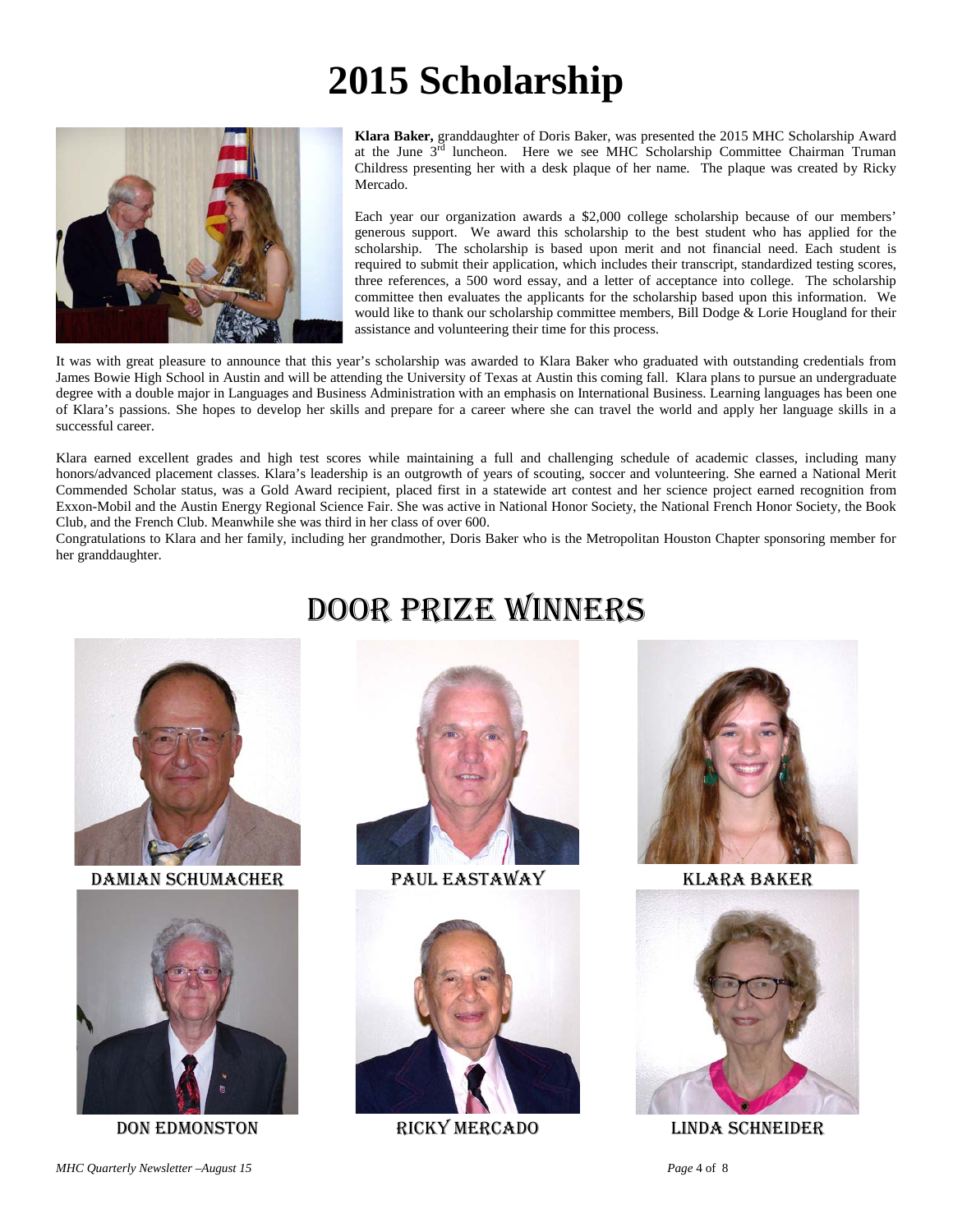# 2015 Scholarship

**Klara Baker,** granddaughter of Doris Baker, was presented the 2015 MHC Scholarship Award at the June 3rd luncheon. Here we see MHC Scholarship Committee Chairman Truman Childress presenting her with a desk plaque of her name. The plaque was created by Ricky Mercado.

Each year our organization awards a $2,000 college scholarship because of our members' generous support. We award this scholarship to the best student who has applied for the scholarship. The scholarship is based upon merit and not financial need. Each student is required to submit their application, which includes their transcript, standardized testing scores, three references, a 500 word essay, and a letter of acceptance into college. The scholarship committee then evaluates the applicants for the scholarship based upon this information. We would like to thank our scholarship committee members, Bill Dodge & Lorie Hougland for their assistance and volunteering their time for this process.

It was with great pleasure to announce that this year's scholarship was awarded to Klara Baker who graduated with outstanding credentials from James Bowie High School in Austin and will be attending the University of Texas at Austin this coming fall. Klara plans to pursue an undergraduate degree with a double major in Languages and Business Administration with an emphasis on International Business. Learning languages has been one of Klara's passions. She hopes to develop her skills and prepare for a career where she can travel the world and apply her language skills in a successful career.

Klara earned excellent grades and high test scores while maintaining a full and challenging schedule of academic classes, including many honors/advanced placement classes. Klara's leadership is an outgrowth of years of scouting, soccer and volunteering. She earned a National Merit Commended Scholar status, was a Gold Award recipient, placed first in a statewide art contest and her science project earned recognition from Exxon-Mobil and the Austin Energy Regional Science Fair. She was active in National Honor Society, the National French Honor Society, the Book Club, and the French Club. Meanwhile she was third in her class of over 600.

Congratulations to Klara and her family, including her grandmother, Doris Baker who is the Metropolitan Houston Chapter sponsoring member for her granddaughter.

# Door Prize Winners

Damian Schumacher

Paul Eastaway

Klara Baker

Don Edmonston

Ricky Mercado

Linda Schneider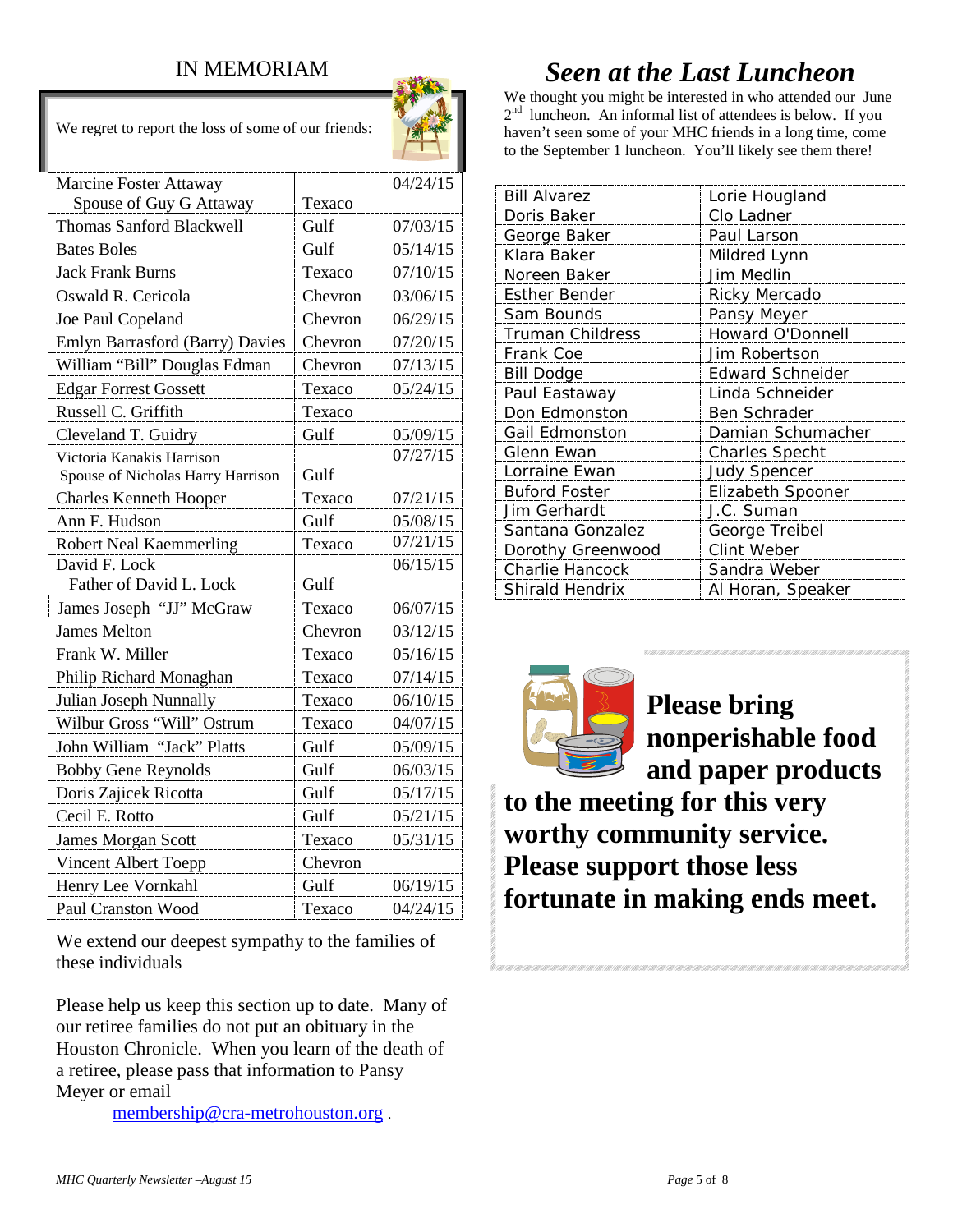## IN MEMORIAM

We regret to report the loss of some of our friends:

| | | |
|---|---|---|
| Marcine Foster Attaway<br>Spouse of Guy G Attaway | Texaco | 04/24/15 |
| Thomas Sanford Blackwell | Gulf | 07/03/15 |
| Bates Boles | Gulf | 05/14/15 |
| Jack Frank Burns | Texaco | 07/10/15 |
| Oswald R. Cericola | Chevron | 03/06/15 |
| Joe Paul Copeland | Chevron | 06/29/15 |
| Emlyn Barrasford (Barry) Davies | Chevron | 07/20/15 |
| William “Bill” Douglas Edman | Chevron | 07/13/15 |
| Edgar Forrest Gossett | Texaco | 05/24/15 |
| Russell C. Griffith | Texaco | |
| Cleveland T. Guidry | Gulf | 05/09/15 |
| Victoria Kanakis Harrison<br>Spouse of Nicholas Harry Harrison | Gulf | 07/27/15 |
| Charles Kenneth Hooper | Texaco | 07/21/15 |
| Ann F. Hudson | Gulf | 05/08/15 |
| Robert Neal Kaemmerling | Texaco | 07/21/15 |
| David F. Lock<br>Father of David L. Lock | Gulf | 06/15/15 |
| James Joseph “JJ” McGraw | Texaco | 06/07/15 |
| James Melton | Chevron | 03/12/15 |
| Frank W. Miller | Texaco | 05/16/15 |
| Philip Richard Monaghan | Texaco | 07/14/15 |
| Julian Joseph Nunnally | Texaco | 06/10/15 |
| Wilbur Gross “Will” Ostrum | Texaco | 04/07/15 |
| John William “Jack” Platts | Gulf | 05/09/15 |
| Bobby Gene Reynolds | Gulf | 06/03/15 |
| Doris Zajicek Ricotta | Gulf | 05/17/15 |
| Cecil E. Rotto | Gulf | 05/21/15 |
| James Morgan Scott | Texaco | 05/31/15 |
| Vincent Albert Toepp | Chevron | |
| Henry Lee Vornkahl | Gulf | 06/19/15 |
| Paul Cranston Wood | Texaco | 04/24/15 |

We extend our deepest sympathy to the families of these individuals

Please help us keep this section up to date. Many of our retiree families do not put an obituary in the Houston Chronicle. When you learn of the death of a retiree, please pass that information to Pansy Meyer or email

membership@cra-metrohouston.org .

## *Seen at the Last Luncheon*

We thought you might be interested in who attended our June 2nd luncheon. An informal list of attendees is below. If you haven’t seen some of your MHC friends in a long time, come to the September 1 luncheon. You’ll likely see them there!

| | |
|---|---|
| Bill Alvarez | Lorie Hougland |
| Doris Baker | Clo Ladner |
| George Baker | Paul Larson |
| Klara Baker | Mildred Lynn |
| Noreen Baker | Jim Medlin |
| Esther Bender | Ricky Mercado |
| Sam Bounds | Pansy Meyer |
| Truman Childress | Howard O'Donnell |
| Frank Coe | Jim Robertson |
| Bill Dodge | Edward Schneider |
| Paul Eastaway | Linda Schneider |
| Don Edmonston | Ben Schrader |
| Gail Edmonston | Damian Schumacher |
| Glenn Ewan | Charles Specht |
| Lorraine Ewan | Judy Spencer |
| Buford Foster | Elizabeth Spooner |
| Jim Gerhardt | J.C. Suman |
| Santana Gonzalez | George Treibel |
| Dorothy Greenwood | Clint Weber |
| Charlie Hancock | Sandra Weber |
| Shirald Hendrix | Al Horan, Speaker |

**Please bring nonperishable food and paper products to the meeting for this very worthy community service. Please support those less fortunate in making ends meet.**